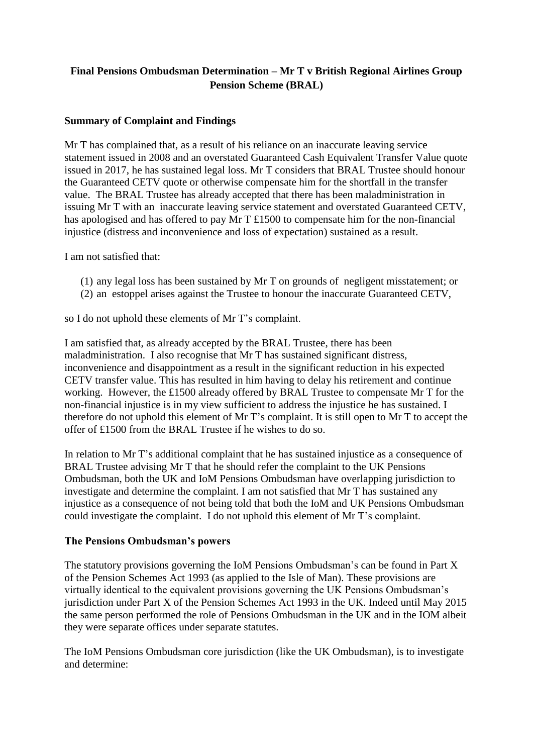**Final Pensions Ombudsman Determination – Mr T v British Regional Airlines Group Pension Scheme (BRAL)**

**Summary of Complaint and Findings**

Mr T has complained that, as a result of his reliance on an inaccurate leaving service statement issued in 2008 and an overstated Guaranteed Cash Equivalent Transfer Value quote issued in 2017, he has sustained legal loss. Mr T considers that BRAL Trustee should honour the Guaranteed CETV quote or otherwise compensate him for the shortfall in the transfer value. The BRAL Trustee has already accepted that there has been maladministration in issuing Mr T with an inaccurate leaving service statement and overstated Guaranteed CETV, has apologised and has offered to pay Mr T £1500 to compensate him for the non-financial injustice (distress and inconvenience and loss of expectation) sustained as a result.

I am not satisfied that:

(1) any legal loss has been sustained by Mr T on grounds of negligent misstatement; or
(2) an estoppel arises against the Trustee to honour the inaccurate Guaranteed CETV,

so I do not uphold these elements of Mr T's complaint.

I am satisfied that, as already accepted by the BRAL Trustee, there has been maladministration. I also recognise that Mr T has sustained significant distress, inconvenience and disappointment as a result in the significant reduction in his expected CETV transfer value. This has resulted in him having to delay his retirement and continue working. However, the £1500 already offered by BRAL Trustee to compensate Mr T for the non-financial injustice is in my view sufficient to address the injustice he has sustained. I therefore do not uphold this element of Mr T's complaint. It is still open to Mr T to accept the offer of £1500 from the BRAL Trustee if he wishes to do so.

In relation to Mr T's additional complaint that he has sustained injustice as a consequence of BRAL Trustee advising Mr T that he should refer the complaint to the UK Pensions Ombudsman, both the UK and IoM Pensions Ombudsman have overlapping jurisdiction to investigate and determine the complaint. I am not satisfied that Mr T has sustained any injustice as a consequence of not being told that both the IoM and UK Pensions Ombudsman could investigate the complaint. I do not uphold this element of Mr T's complaint.

**The Pensions Ombudsman's powers**

The statutory provisions governing the IoM Pensions Ombudsman's can be found in Part X of the Pension Schemes Act 1993 (as applied to the Isle of Man). These provisions are virtually identical to the equivalent provisions governing the UK Pensions Ombudsman's jurisdiction under Part X of the Pension Schemes Act 1993 in the UK. Indeed until May 2015 the same person performed the role of Pensions Ombudsman in the UK and in the IOM albeit they were separate offices under separate statutes.

The IoM Pensions Ombudsman core jurisdiction (like the UK Ombudsman), is to investigate and determine: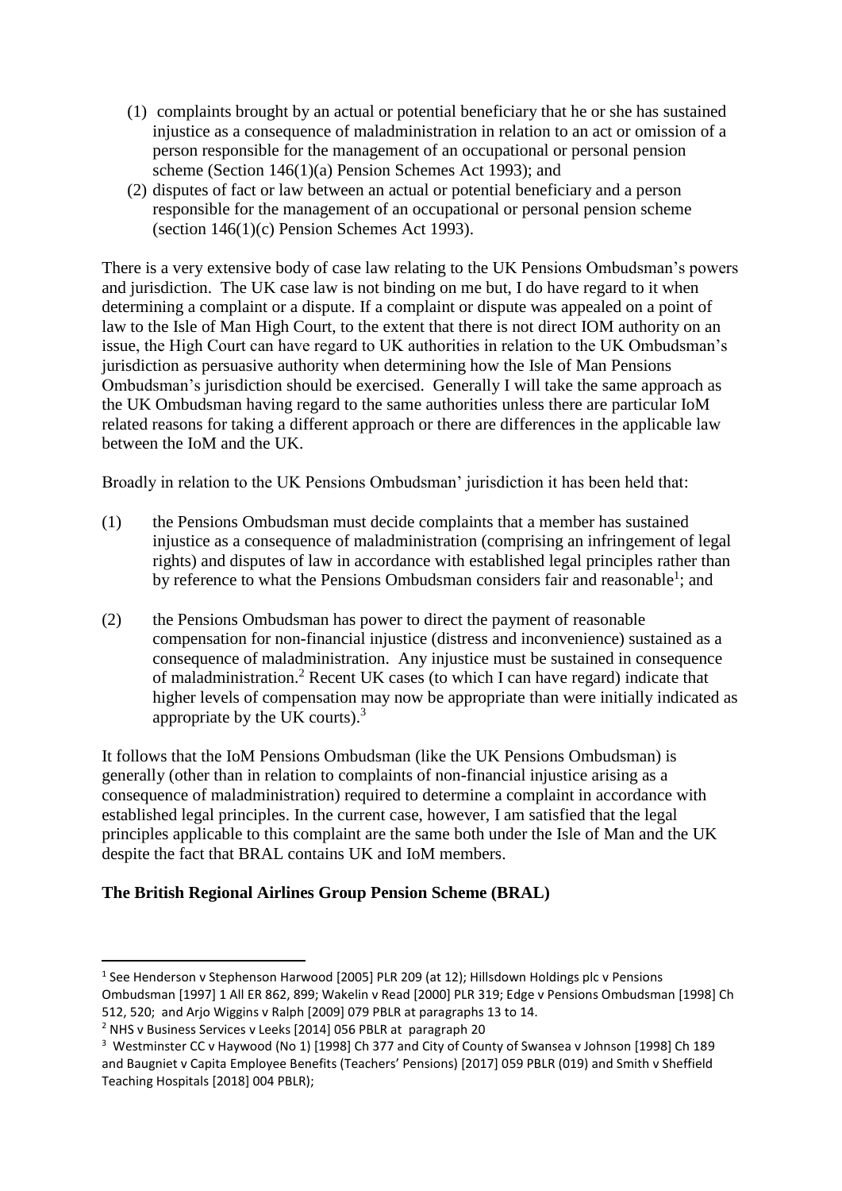(1) complaints brought by an actual or potential beneficiary that he or she has sustained injustice as a consequence of maladministration in relation to an act or omission of a person responsible for the management of an occupational or personal pension scheme (Section 146(1)(a) Pension Schemes Act 1993); and

(2) disputes of fact or law between an actual or potential beneficiary and a person responsible for the management of an occupational or personal pension scheme (section 146(1)(c) Pension Schemes Act 1993).

There is a very extensive body of case law relating to the UK Pensions Ombudsman's powers and jurisdiction. The UK case law is not binding on me but, I do have regard to it when determining a complaint or a dispute. If a complaint or dispute was appealed on a point of law to the Isle of Man High Court, to the extent that there is not direct IOM authority on an issue, the High Court can have regard to UK authorities in relation to the UK Ombudsman's jurisdiction as persuasive authority when determining how the Isle of Man Pensions Ombudsman's jurisdiction should be exercised. Generally I will take the same approach as the UK Ombudsman having regard to the same authorities unless there are particular IoM related reasons for taking a different approach or there are differences in the applicable law between the IoM and the UK.

Broadly in relation to the UK Pensions Ombudsman' jurisdiction it has been held that:

(1) the Pensions Ombudsman must decide complaints that a member has sustained injustice as a consequence of maladministration (comprising an infringement of legal rights) and disputes of law in accordance with established legal principles rather than by reference to what the Pensions Ombudsman considers fair and reasonable[1]; and

(2) the Pensions Ombudsman has power to direct the payment of reasonable compensation for non-financial injustice (distress and inconvenience) sustained as a consequence of maladministration. Any injustice must be sustained in consequence of maladministration.[2] Recent UK cases (to which I can have regard) indicate that higher levels of compensation may now be appropriate than were initially indicated as appropriate by the UK courts).[3]

It follows that the IoM Pensions Ombudsman (like the UK Pensions Ombudsman) is generally (other than in relation to complaints of non-financial injustice arising as a consequence of maladministration) required to determine a complaint in accordance with established legal principles. In the current case, however, I am satisfied that the legal principles applicable to this complaint are the same both under the Isle of Man and the UK despite the fact that BRAL contains UK and IoM members.

## The British Regional Airlines Group Pension Scheme (BRAL)

---

[1] See Henderson v Stephenson Harwood [2005] PLR 209 (at 12); Hillsdown Holdings plc v Pensions Ombudsman [1997] 1 All ER 862, 899; Wakelin v Read [2000] PLR 319; Edge v Pensions Ombudsman [1998] Ch 512, 520; and Arjo Wiggins v Ralph [2009] 079 PBLR at paragraphs 13 to 14.

[2] NHS v Business Services v Leeks [2014] 056 PBLR at paragraph 20

[3] Westminster CC v Haywood (No 1) [1998] Ch 377 and City of County of Swansea v Johnson [1998] Ch 189 and Baugniet v Capita Employee Benefits (Teachers' Pensions) [2017] 059 PBLR (019) and Smith v Sheffield Teaching Hospitals [2018] 004 PBLR);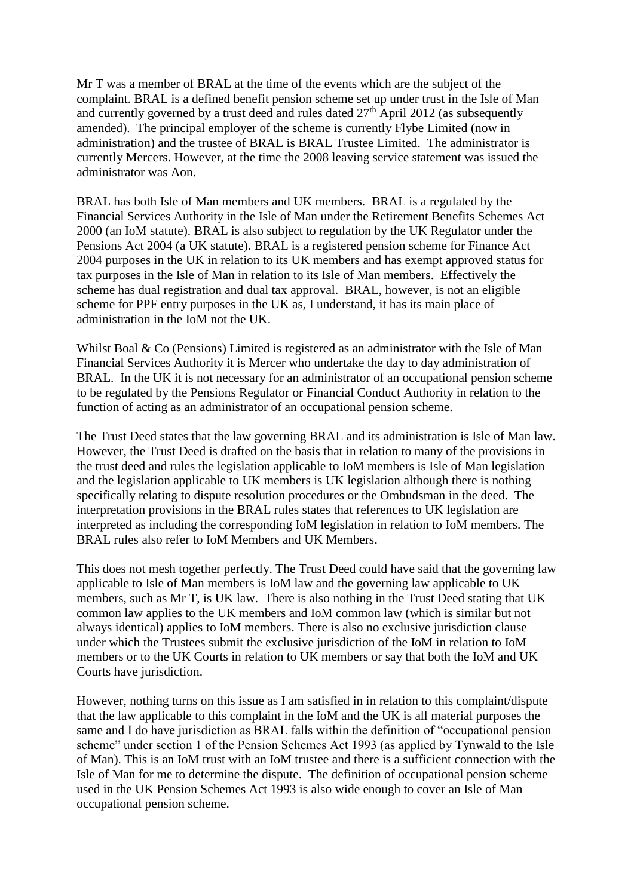Mr T was a member of BRAL at the time of the events which are the subject of the complaint. BRAL is a defined benefit pension scheme set up under trust in the Isle of Man and currently governed by a trust deed and rules dated 27th April 2012 (as subsequently amended). The principal employer of the scheme is currently Flybe Limited (now in administration) and the trustee of BRAL is BRAL Trustee Limited. The administrator is currently Mercers. However, at the time the 2008 leaving service statement was issued the administrator was Aon.

BRAL has both Isle of Man members and UK members. BRAL is a regulated by the Financial Services Authority in the Isle of Man under the Retirement Benefits Schemes Act 2000 (an IoM statute). BRAL is also subject to regulation by the UK Regulator under the Pensions Act 2004 (a UK statute). BRAL is a registered pension scheme for Finance Act 2004 purposes in the UK in relation to its UK members and has exempt approved status for tax purposes in the Isle of Man in relation to its Isle of Man members. Effectively the scheme has dual registration and dual tax approval. BRAL, however, is not an eligible scheme for PPF entry purposes in the UK as, I understand, it has its main place of administration in the IoM not the UK.

Whilst Boal & Co (Pensions) Limited is registered as an administrator with the Isle of Man Financial Services Authority it is Mercer who undertake the day to day administration of BRAL. In the UK it is not necessary for an administrator of an occupational pension scheme to be regulated by the Pensions Regulator or Financial Conduct Authority in relation to the function of acting as an administrator of an occupational pension scheme.

The Trust Deed states that the law governing BRAL and its administration is Isle of Man law. However, the Trust Deed is drafted on the basis that in relation to many of the provisions in the trust deed and rules the legislation applicable to IoM members is Isle of Man legislation and the legislation applicable to UK members is UK legislation although there is nothing specifically relating to dispute resolution procedures or the Ombudsman in the deed. The interpretation provisions in the BRAL rules states that references to UK legislation are interpreted as including the corresponding IoM legislation in relation to IoM members. The BRAL rules also refer to IoM Members and UK Members.

This does not mesh together perfectly. The Trust Deed could have said that the governing law applicable to Isle of Man members is IoM law and the governing law applicable to UK members, such as Mr T, is UK law. There is also nothing in the Trust Deed stating that UK common law applies to the UK members and IoM common law (which is similar but not always identical) applies to IoM members. There is also no exclusive jurisdiction clause under which the Trustees submit the exclusive jurisdiction of the IoM in relation to IoM members or to the UK Courts in relation to UK members or say that both the IoM and UK Courts have jurisdiction.

However, nothing turns on this issue as I am satisfied in in relation to this complaint/dispute that the law applicable to this complaint in the IoM and the UK is all material purposes the same and I do have jurisdiction as BRAL falls within the definition of "occupational pension scheme" under section 1 of the Pension Schemes Act 1993 (as applied by Tynwald to the Isle of Man). This is an IoM trust with an IoM trustee and there is a sufficient connection with the Isle of Man for me to determine the dispute. The definition of occupational pension scheme used in the UK Pension Schemes Act 1993 is also wide enough to cover an Isle of Man occupational pension scheme.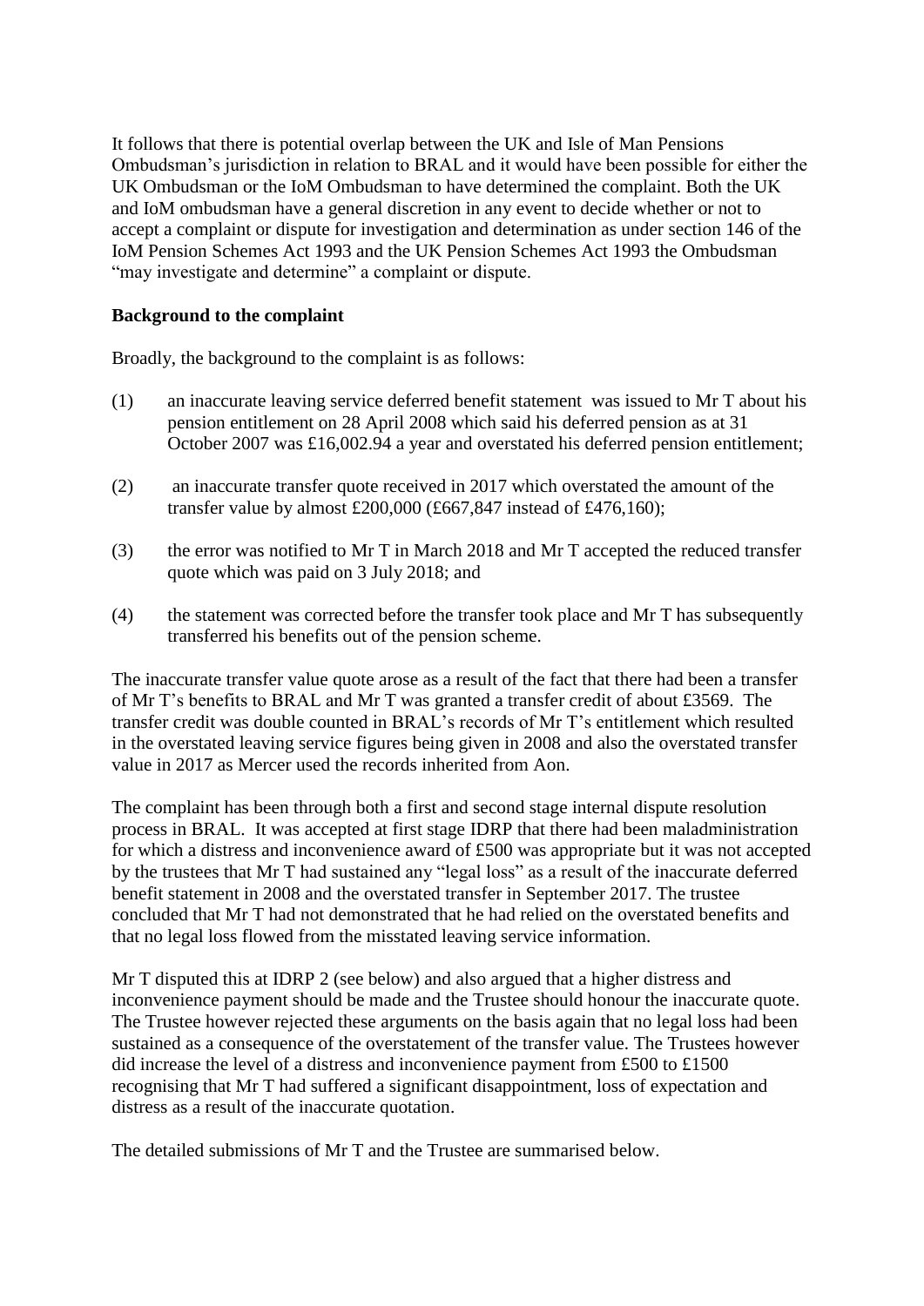It follows that there is potential overlap between the UK and Isle of Man Pensions Ombudsman's jurisdiction in relation to BRAL and it would have been possible for either the UK Ombudsman or the IoM Ombudsman to have determined the complaint. Both the UK and IoM ombudsman have a general discretion in any event to decide whether or not to accept a complaint or dispute for investigation and determination as under section 146 of the IoM Pension Schemes Act 1993 and the UK Pension Schemes Act 1993 the Ombudsman "may investigate and determine" a complaint or dispute.

**Background to the complaint**

Broadly, the background to the complaint is as follows:

(1) an inaccurate leaving service deferred benefit statement was issued to Mr T about his pension entitlement on 28 April 2008 which said his deferred pension as at 31 October 2007 was £16,002.94 a year and overstated his deferred pension entitlement;

(2) an inaccurate transfer quote received in 2017 which overstated the amount of the transfer value by almost £200,000 (£667,847 instead of £476,160);

(3) the error was notified to Mr T in March 2018 and Mr T accepted the reduced transfer quote which was paid on 3 July 2018; and

(4) the statement was corrected before the transfer took place and Mr T has subsequently transferred his benefits out of the pension scheme.

The inaccurate transfer value quote arose as a result of the fact that there had been a transfer of Mr T's benefits to BRAL and Mr T was granted a transfer credit of about £3569. The transfer credit was double counted in BRAL's records of Mr T's entitlement which resulted in the overstated leaving service figures being given in 2008 and also the overstated transfer value in 2017 as Mercer used the records inherited from Aon.

The complaint has been through both a first and second stage internal dispute resolution process in BRAL. It was accepted at first stage IDRP that there had been maladministration for which a distress and inconvenience award of £500 was appropriate but it was not accepted by the trustees that Mr T had sustained any "legal loss" as a result of the inaccurate deferred benefit statement in 2008 and the overstated transfer in September 2017. The trustee concluded that Mr T had not demonstrated that he had relied on the overstated benefits and that no legal loss flowed from the misstated leaving service information.

Mr T disputed this at IDRP 2 (see below) and also argued that a higher distress and inconvenience payment should be made and the Trustee should honour the inaccurate quote. The Trustee however rejected these arguments on the basis again that no legal loss had been sustained as a consequence of the overstatement of the transfer value. The Trustees however did increase the level of a distress and inconvenience payment from £500 to £1500 recognising that Mr T had suffered a significant disappointment, loss of expectation and distress as a result of the inaccurate quotation.

The detailed submissions of Mr T and the Trustee are summarised below.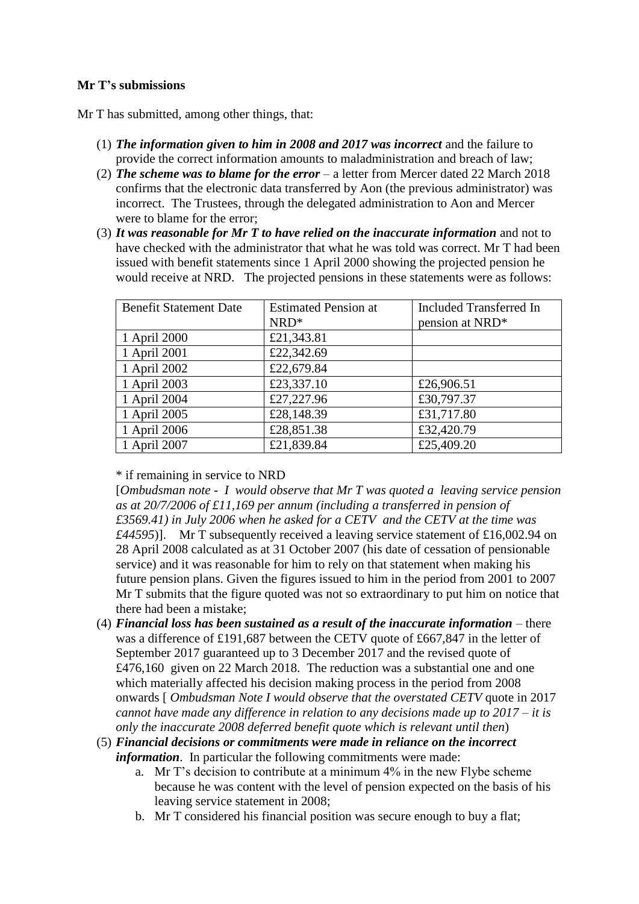**Mr T's submissions**

Mr T has submitted, among other things, that:

(1) ***The information given to him in 2008 and 2017 was incorrect*** and the failure to provide the correct information amounts to maladministration and breach of law;

(2) ***The scheme was to blame for the error*** – a letter from Mercer dated 22 March 2018 confirms that the electronic data transferred by Aon (the previous administrator) was incorrect. The Trustees, through the delegated administration to Aon and Mercer were to blame for the error;

(3) ***It was reasonable for Mr T to have relied on the inaccurate information*** and not to have checked with the administrator that what he was told was correct. Mr T had been issued with benefit statements since 1 April 2000 showing the projected pension he would receive at NRD. The projected pensions in these statements were as follows:

| Benefit Statement Date | Estimated Pension at NRD* | Included Transferred In pension at NRD* |
|---|---|---|
| 1 April 2000 | £21,343.81 | |
| 1 April 2001 | £22,342.69 | |
| 1 April 2002 | £22,679.84 | |
| 1 April 2003 | £23,337.10 | £26,906.51 |
| 1 April 2004 | £27,227.96 | £30,797.37 |
| 1 April 2005 | £28,148.39 | £31,717.80 |
| 1 April 2006 | £28,851.38 | £32,420.79 |
| 1 April 2007 | £21,839.84 | £25,409.20 |

\* if remaining in service to NRD

[*Ombudsman note - I would observe that Mr T was quoted a leaving service pension as at 20/7/2006 of £11,169 per annum (including a transferred in pension of £3569.41) in July 2006 when he asked for a CETV and the CETV at the time was £44595*)]. Mr T subsequently received a leaving service statement of £16,002.94 on 28 April 2008 calculated as at 31 October 2007 (his date of cessation of pensionable service) and it was reasonable for him to rely on that statement when making his future pension plans. Given the figures issued to him in the period from 2001 to 2007 Mr T submits that the figure quoted was not so extraordinary to put him on notice that there had been a mistake;

(4) ***Financial loss has been sustained as a result of the inaccurate information*** – there was a difference of £191,687 between the CETV quote of £667,847 in the letter of September 2017 guaranteed up to 3 December 2017 and the revised quote of £476,160 given on 22 March 2018. The reduction was a substantial one and one which materially affected his decision making process in the period from 2008 onwards [ *Ombudsman Note I would observe that the overstated CETV* quote in 2017 *cannot have made any difference in relation to any decisions made up to 2017 – it is only the inaccurate 2008 deferred benefit quote which is relevant until then*)

(5) ***Financial decisions or commitments were made in reliance on the incorrect information***. In particular the following commitments were made:

   a. Mr T's decision to contribute at a minimum 4% in the new Flybe scheme because he was content with the level of pension expected on the basis of his leaving service statement in 2008;

   b. Mr T considered his financial position was secure enough to buy a flat;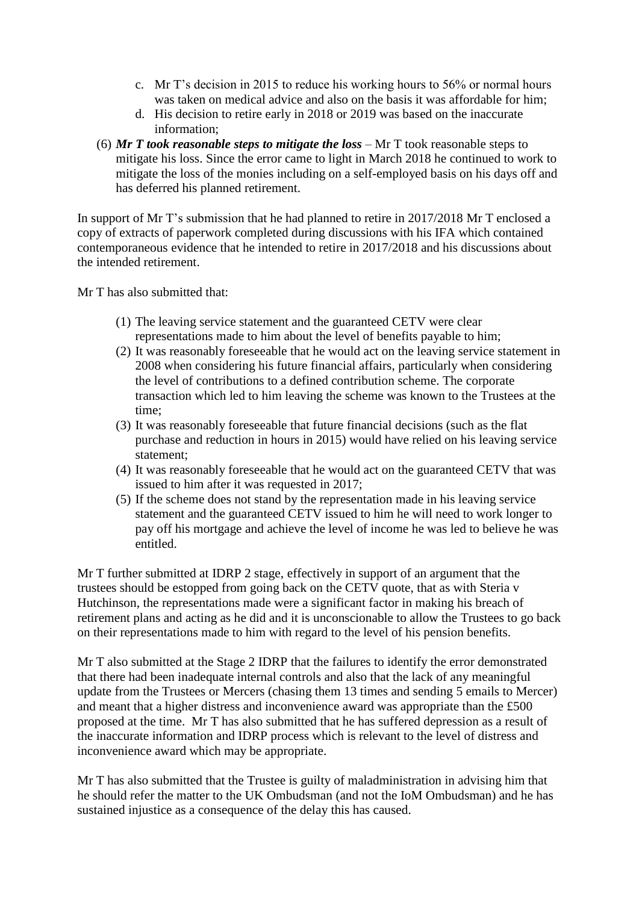c. Mr T's decision in 2015 to reduce his working hours to 56% or normal hours was taken on medical advice and also on the basis it was affordable for him;
d. His decision to retire early in 2018 or 2019 was based on the inaccurate information;

(6) ***Mr T took reasonable steps to mitigate the loss*** – Mr T took reasonable steps to mitigate his loss. Since the error came to light in March 2018 he continued to work to mitigate the loss of the monies including on a self-employed basis on his days off and has deferred his planned retirement.

In support of Mr T's submission that he had planned to retire in 2017/2018 Mr T enclosed a copy of extracts of paperwork completed during discussions with his IFA which contained contemporaneous evidence that he intended to retire in 2017/2018 and his discussions about the intended retirement.

Mr T has also submitted that:

(1) The leaving service statement and the guaranteed CETV were clear representations made to him about the level of benefits payable to him;
(2) It was reasonably foreseeable that he would act on the leaving service statement in 2008 when considering his future financial affairs, particularly when considering the level of contributions to a defined contribution scheme. The corporate transaction which led to him leaving the scheme was known to the Trustees at the time;
(3) It was reasonably foreseeable that future financial decisions (such as the flat purchase and reduction in hours in 2015) would have relied on his leaving service statement;
(4) It was reasonably foreseeable that he would act on the guaranteed CETV that was issued to him after it was requested in 2017;
(5) If the scheme does not stand by the representation made in his leaving service statement and the guaranteed CETV issued to him he will need to work longer to pay off his mortgage and achieve the level of income he was led to believe he was entitled.

Mr T further submitted at IDRP 2 stage, effectively in support of an argument that the trustees should be estopped from going back on the CETV quote, that as with Steria v Hutchinson, the representations made were a significant factor in making his breach of retirement plans and acting as he did and it is unconscionable to allow the Trustees to go back on their representations made to him with regard to the level of his pension benefits.

Mr T also submitted at the Stage 2 IDRP that the failures to identify the error demonstrated that there had been inadequate internal controls and also that the lack of any meaningful update from the Trustees or Mercers (chasing them 13 times and sending 5 emails to Mercer) and meant that a higher distress and inconvenience award was appropriate than the £500 proposed at the time. Mr T has also submitted that he has suffered depression as a result of the inaccurate information and IDRP process which is relevant to the level of distress and inconvenience award which may be appropriate.

Mr T has also submitted that the Trustee is guilty of maladministration in advising him that he should refer the matter to the UK Ombudsman (and not the IoM Ombudsman) and he has sustained injustice as a consequence of the delay this has caused.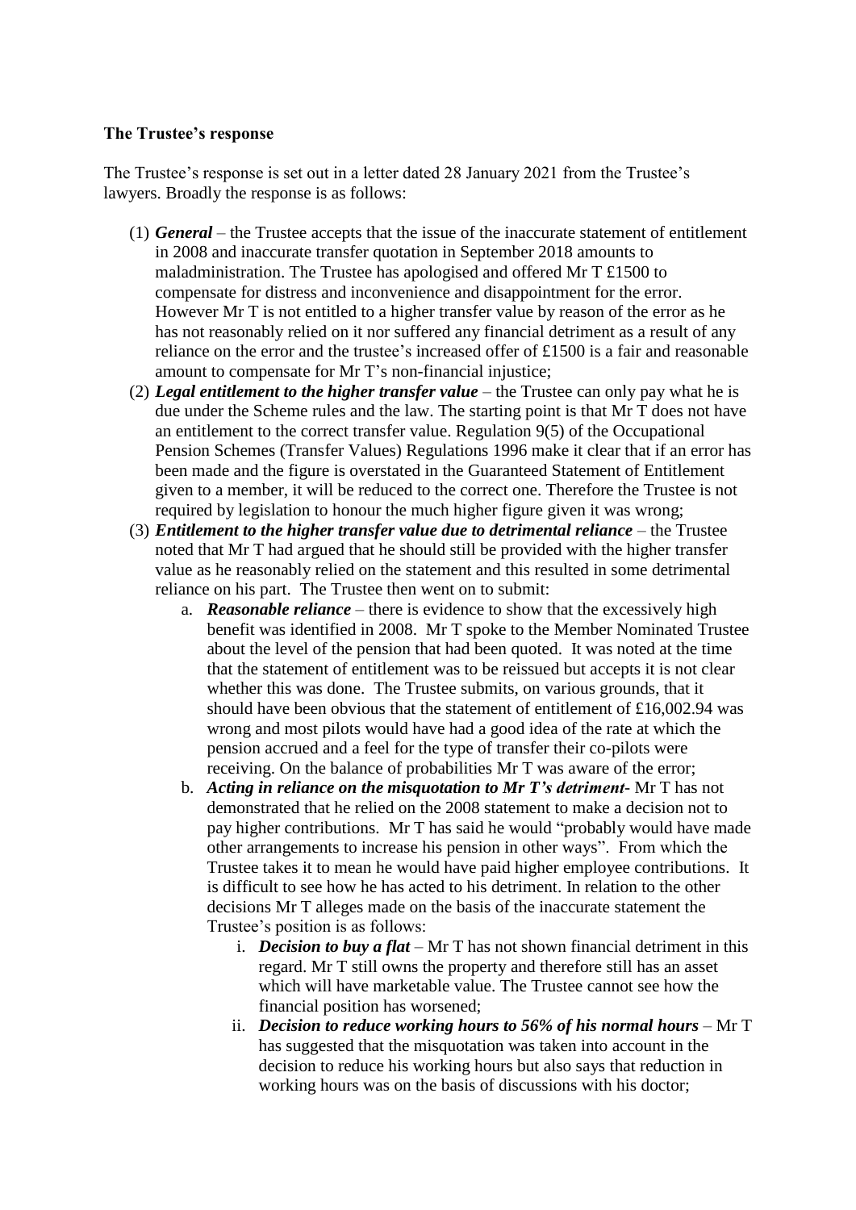**The Trustee's response**

The Trustee's response is set out in a letter dated 28 January 2021 from the Trustee's lawyers. Broadly the response is as follows:

(1) ***General*** – the Trustee accepts that the issue of the inaccurate statement of entitlement in 2008 and inaccurate transfer quotation in September 2018 amounts to maladministration. The Trustee has apologised and offered Mr T £1500 to compensate for distress and inconvenience and disappointment for the error. However Mr T is not entitled to a higher transfer value by reason of the error as he has not reasonably relied on it nor suffered any financial detriment as a result of any reliance on the error and the trustee's increased offer of £1500 is a fair and reasonable amount to compensate for Mr T's non-financial injustice;

(2) ***Legal entitlement to the higher transfer value*** – the Trustee can only pay what he is due under the Scheme rules and the law. The starting point is that Mr T does not have an entitlement to the correct transfer value. Regulation 9(5) of the Occupational Pension Schemes (Transfer Values) Regulations 1996 make it clear that if an error has been made and the figure is overstated in the Guaranteed Statement of Entitlement given to a member, it will be reduced to the correct one. Therefore the Trustee is not required by legislation to honour the much higher figure given it was wrong;

(3) ***Entitlement to the higher transfer value due to detrimental reliance*** – the Trustee noted that Mr T had argued that he should still be provided with the higher transfer value as he reasonably relied on the statement and this resulted in some detrimental reliance on his part. The Trustee then went on to submit:

   a. ***Reasonable reliance*** – there is evidence to show that the excessively high benefit was identified in 2008. Mr T spoke to the Member Nominated Trustee about the level of the pension that had been quoted. It was noted at the time that the statement of entitlement was to be reissued but accepts it is not clear whether this was done. The Trustee submits, on various grounds, that it should have been obvious that the statement of entitlement of £16,002.94 was wrong and most pilots would have had a good idea of the rate at which the pension accrued and a feel for the type of transfer their co-pilots were receiving. On the balance of probabilities Mr T was aware of the error;

   b. ***Acting in reliance on the misquotation to Mr T's detriment***- Mr T has not demonstrated that he relied on the 2008 statement to make a decision not to pay higher contributions. Mr T has said he would "probably would have made other arrangements to increase his pension in other ways". From which the Trustee takes it to mean he would have paid higher employee contributions. It is difficult to see how he has acted to his detriment. In relation to the other decisions Mr T alleges made on the basis of the inaccurate statement the Trustee's position is as follows:

      i. ***Decision to buy a flat*** – Mr T has not shown financial detriment in this regard. Mr T still owns the property and therefore still has an asset which will have marketable value. The Trustee cannot see how the financial position has worsened;

      ii. ***Decision to reduce working hours to 56% of his normal hours*** – Mr T has suggested that the misquotation was taken into account in the decision to reduce his working hours but also says that reduction in working hours was on the basis of discussions with his doctor;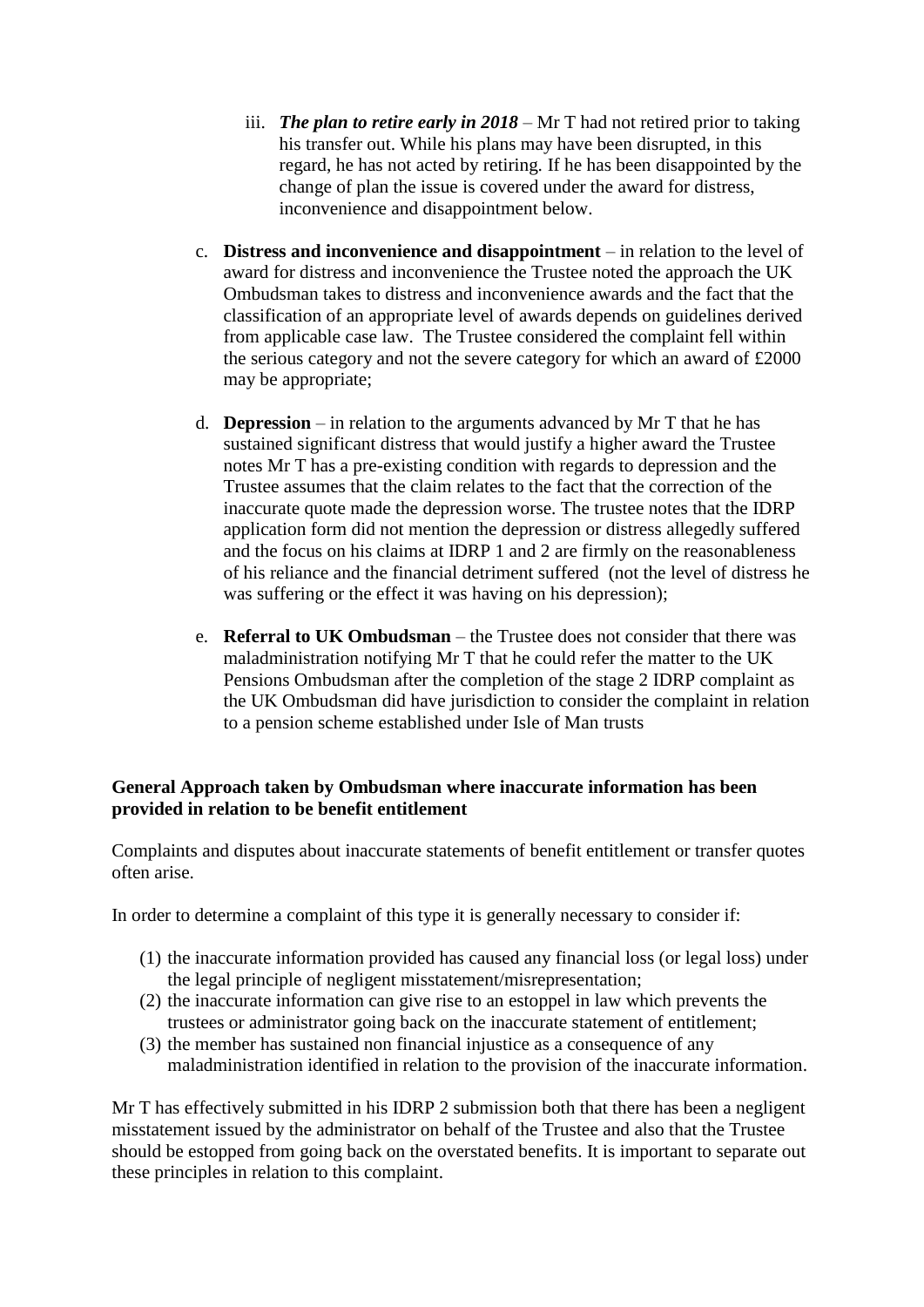iii. ***The plan to retire early in 2018*** – Mr T had not retired prior to taking his transfer out. While his plans may have been disrupted, in this regard, he has not acted by retiring. If he has been disappointed by the change of plan the issue is covered under the award for distress, inconvenience and disappointment below.

c. **Distress and inconvenience and disappointment** – in relation to the level of award for distress and inconvenience the Trustee noted the approach the UK Ombudsman takes to distress and inconvenience awards and the fact that the classification of an appropriate level of awards depends on guidelines derived from applicable case law. The Trustee considered the complaint fell within the serious category and not the severe category for which an award of £2000 may be appropriate;

d. **Depression** – in relation to the arguments advanced by Mr T that he has sustained significant distress that would justify a higher award the Trustee notes Mr T has a pre-existing condition with regards to depression and the Trustee assumes that the claim relates to the fact that the correction of the inaccurate quote made the depression worse. The trustee notes that the IDRP application form did not mention the depression or distress allegedly suffered and the focus on his claims at IDRP 1 and 2 are firmly on the reasonableness of his reliance and the financial detriment suffered (not the level of distress he was suffering or the effect it was having on his depression);

e. **Referral to UK Ombudsman** – the Trustee does not consider that there was maladministration notifying Mr T that he could refer the matter to the UK Pensions Ombudsman after the completion of the stage 2 IDRP complaint as the UK Ombudsman did have jurisdiction to consider the complaint in relation to a pension scheme established under Isle of Man trusts

**General Approach taken by Ombudsman where inaccurate information has been provided in relation to be benefit entitlement**

Complaints and disputes about inaccurate statements of benefit entitlement or transfer quotes often arise.

In order to determine a complaint of this type it is generally necessary to consider if:

(1) the inaccurate information provided has caused any financial loss (or legal loss) under the legal principle of negligent misstatement/misrepresentation;
(2) the inaccurate information can give rise to an estoppel in law which prevents the trustees or administrator going back on the inaccurate statement of entitlement;
(3) the member has sustained non financial injustice as a consequence of any maladministration identified in relation to the provision of the inaccurate information.

Mr T has effectively submitted in his IDRP 2 submission both that there has been a negligent misstatement issued by the administrator on behalf of the Trustee and also that the Trustee should be estopped from going back on the overstated benefits. It is important to separate out these principles in relation to this complaint.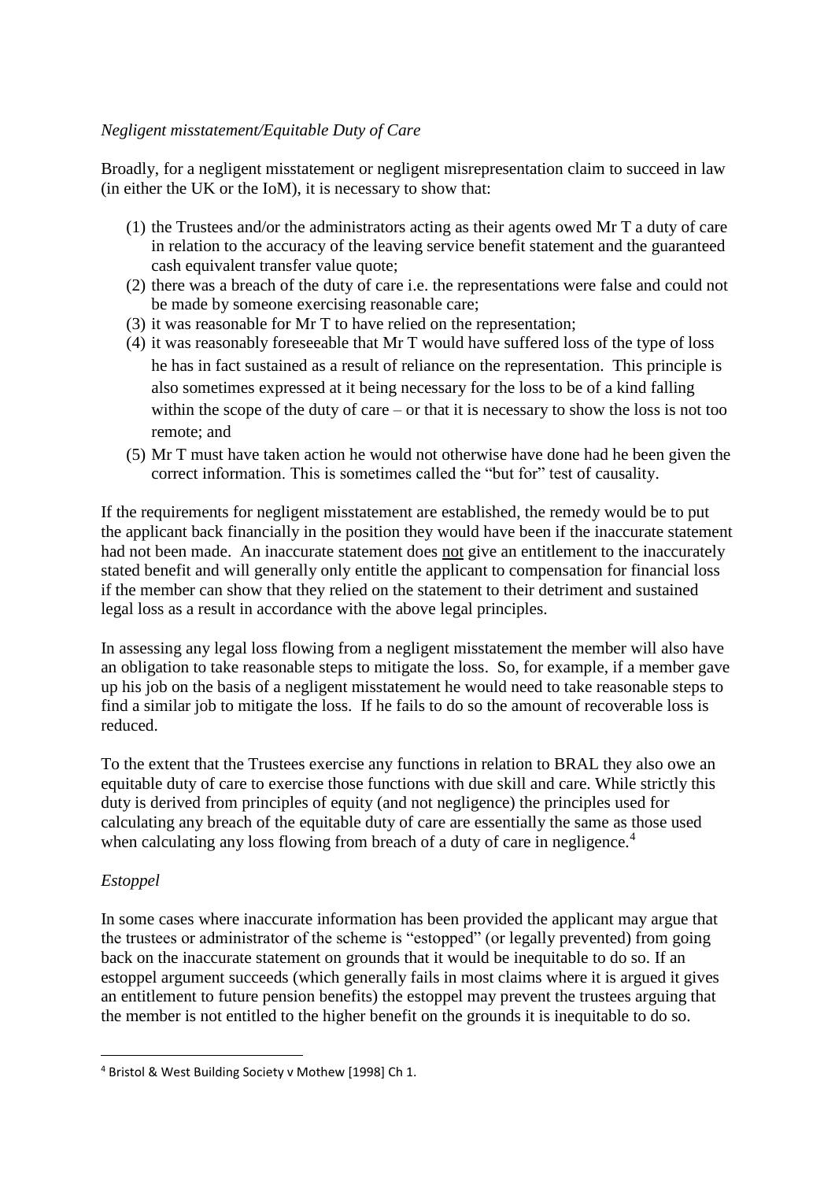*Negligent misstatement/Equitable Duty of Care*

Broadly, for a negligent misstatement or negligent misrepresentation claim to succeed in law (in either the UK or the IoM), it is necessary to show that:

(1) the Trustees and/or the administrators acting as their agents owed Mr T a duty of care in relation to the accuracy of the leaving service benefit statement and the guaranteed cash equivalent transfer value quote;
(2) there was a breach of the duty of care i.e. the representations were false and could not be made by someone exercising reasonable care;
(3) it was reasonable for Mr T to have relied on the representation;
(4) it was reasonably foreseeable that Mr T would have suffered loss of the type of loss he has in fact sustained as a result of reliance on the representation. This principle is also sometimes expressed at it being necessary for the loss to be of a kind falling within the scope of the duty of care – or that it is necessary to show the loss is not too remote; and
(5) Mr T must have taken action he would not otherwise have done had he been given the correct information. This is sometimes called the "but for" test of causality.

If the requirements for negligent misstatement are established, the remedy would be to put the applicant back financially in the position they would have been if the inaccurate statement had not been made. An inaccurate statement does <u>not</u> give an entitlement to the inaccurately stated benefit and will generally only entitle the applicant to compensation for financial loss if the member can show that they relied on the statement to their detriment and sustained legal loss as a result in accordance with the above legal principles.

In assessing any legal loss flowing from a negligent misstatement the member will also have an obligation to take reasonable steps to mitigate the loss. So, for example, if a member gave up his job on the basis of a negligent misstatement he would need to take reasonable steps to find a similar job to mitigate the loss. If he fails to do so the amount of recoverable loss is reduced.

To the extent that the Trustees exercise any functions in relation to BRAL they also owe an equitable duty of care to exercise those functions with due skill and care. While strictly this duty is derived from principles of equity (and not negligence) the principles used for calculating any breach of the equitable duty of care are essentially the same as those used when calculating any loss flowing from breach of a duty of care in negligence.[4]

*Estoppel*

In some cases where inaccurate information has been provided the applicant may argue that the trustees or administrator of the scheme is "estopped" (or legally prevented) from going back on the inaccurate statement on grounds that it would be inequitable to do so. If an estoppel argument succeeds (which generally fails in most claims where it is argued it gives an entitlement to future pension benefits) the estoppel may prevent the trustees arguing that the member is not entitled to the higher benefit on the grounds it is inequitable to do so.

[4] Bristol & West Building Society v Mothew [1998] Ch 1.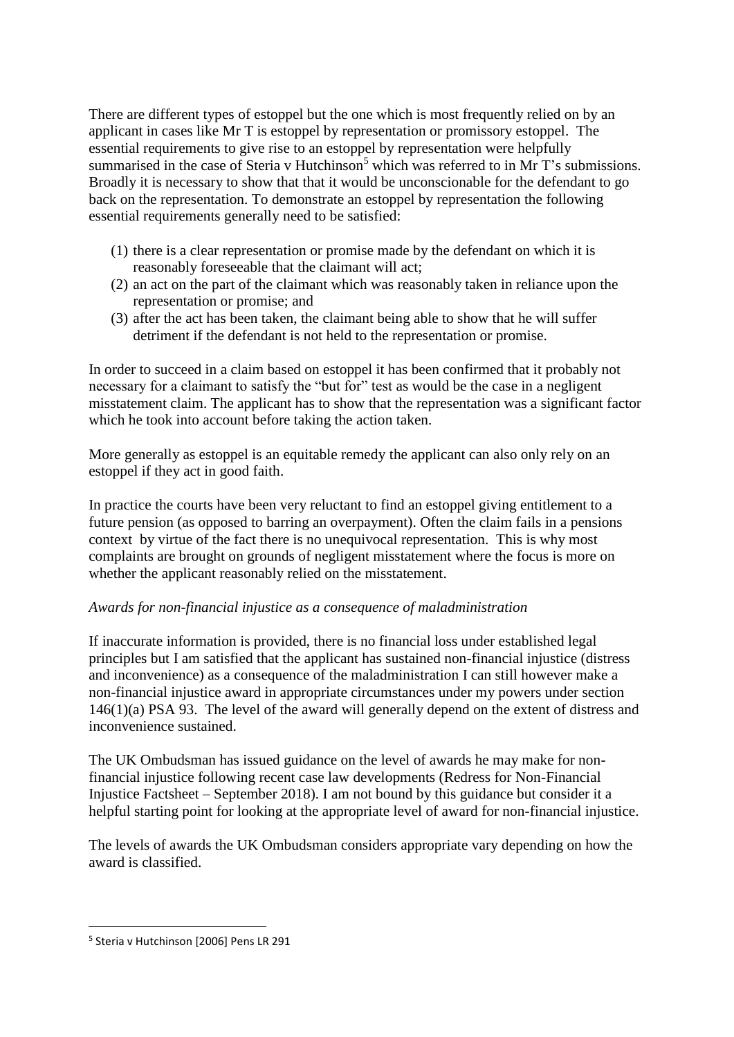There are different types of estoppel but the one which is most frequently relied on by an applicant in cases like Mr T is estoppel by representation or promissory estoppel. The essential requirements to give rise to an estoppel by representation were helpfully summarised in the case of Steria v Hutchinson[5] which was referred to in Mr T's submissions. Broadly it is necessary to show that that it would be unconscionable for the defendant to go back on the representation. To demonstrate an estoppel by representation the following essential requirements generally need to be satisfied:

(1) there is a clear representation or promise made by the defendant on which it is reasonably foreseeable that the claimant will act;
(2) an act on the part of the claimant which was reasonably taken in reliance upon the representation or promise; and
(3) after the act has been taken, the claimant being able to show that he will suffer detriment if the defendant is not held to the representation or promise.

In order to succeed in a claim based on estoppel it has been confirmed that it probably not necessary for a claimant to satisfy the "but for" test as would be the case in a negligent misstatement claim. The applicant has to show that the representation was a significant factor which he took into account before taking the action taken.

More generally as estoppel is an equitable remedy the applicant can also only rely on an estoppel if they act in good faith.

In practice the courts have been very reluctant to find an estoppel giving entitlement to a future pension (as opposed to barring an overpayment). Often the claim fails in a pensions context by virtue of the fact there is no unequivocal representation. This is why most complaints are brought on grounds of negligent misstatement where the focus is more on whether the applicant reasonably relied on the misstatement.

*Awards for non-financial injustice as a consequence of maladministration*

If inaccurate information is provided, there is no financial loss under established legal principles but I am satisfied that the applicant has sustained non-financial injustice (distress and inconvenience) as a consequence of the maladministration I can still however make a non-financial injustice award in appropriate circumstances under my powers under section 146(1)(a) PSA 93. The level of the award will generally depend on the extent of distress and inconvenience sustained.

The UK Ombudsman has issued guidance on the level of awards he may make for non-financial injustice following recent case law developments (Redress for Non-Financial Injustice Factsheet – September 2018). I am not bound by this guidance but consider it a helpful starting point for looking at the appropriate level of award for non-financial injustice.

The levels of awards the UK Ombudsman considers appropriate vary depending on how the award is classified.

[5] Steria v Hutchinson [2006] Pens LR 291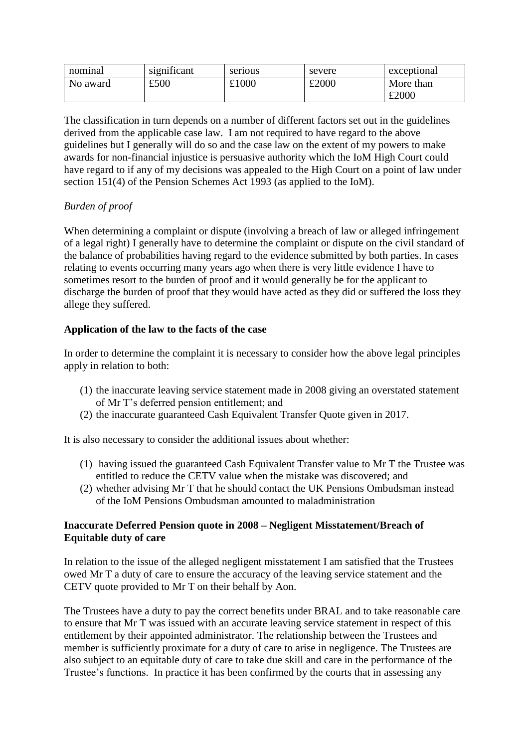| nominal | significant | serious | severe | exceptional |
| --- | --- | --- | --- | --- |
| No award | £500 | £1000 | £2000 | More than £2000 |

The classification in turn depends on a number of different factors set out in the guidelines derived from the applicable case law. I am not required to have regard to the above guidelines but I generally will do so and the case law on the extent of my powers to make awards for non-financial injustice is persuasive authority which the IoM High Court could have regard to if any of my decisions was appealed to the High Court on a point of law under section 151(4) of the Pension Schemes Act 1993 (as applied to the IoM).

*Burden of proof*

When determining a complaint or dispute (involving a breach of law or alleged infringement of a legal right) I generally have to determine the complaint or dispute on the civil standard of the balance of probabilities having regard to the evidence submitted by both parties. In cases relating to events occurring many years ago when there is very little evidence I have to sometimes resort to the burden of proof and it would generally be for the applicant to discharge the burden of proof that they would have acted as they did or suffered the loss they allege they suffered.

**Application of the law to the facts of the case**

In order to determine the complaint it is necessary to consider how the above legal principles apply in relation to both:

(1) the inaccurate leaving service statement made in 2008 giving an overstated statement of Mr T's deferred pension entitlement; and
(2) the inaccurate guaranteed Cash Equivalent Transfer Quote given in 2017.

It is also necessary to consider the additional issues about whether:

(1) having issued the guaranteed Cash Equivalent Transfer value to Mr T the Trustee was entitled to reduce the CETV value when the mistake was discovered; and
(2) whether advising Mr T that he should contact the UK Pensions Ombudsman instead of the IoM Pensions Ombudsman amounted to maladministration

**Inaccurate Deferred Pension quote in 2008 – Negligent Misstatement/Breach of Equitable duty of care**

In relation to the issue of the alleged negligent misstatement I am satisfied that the Trustees owed Mr T a duty of care to ensure the accuracy of the leaving service statement and the CETV quote provided to Mr T on their behalf by Aon.

The Trustees have a duty to pay the correct benefits under BRAL and to take reasonable care to ensure that Mr T was issued with an accurate leaving service statement in respect of this entitlement by their appointed administrator. The relationship between the Trustees and member is sufficiently proximate for a duty of care to arise in negligence. The Trustees are also subject to an equitable duty of care to take due skill and care in the performance of the Trustee's functions. In practice it has been confirmed by the courts that in assessing any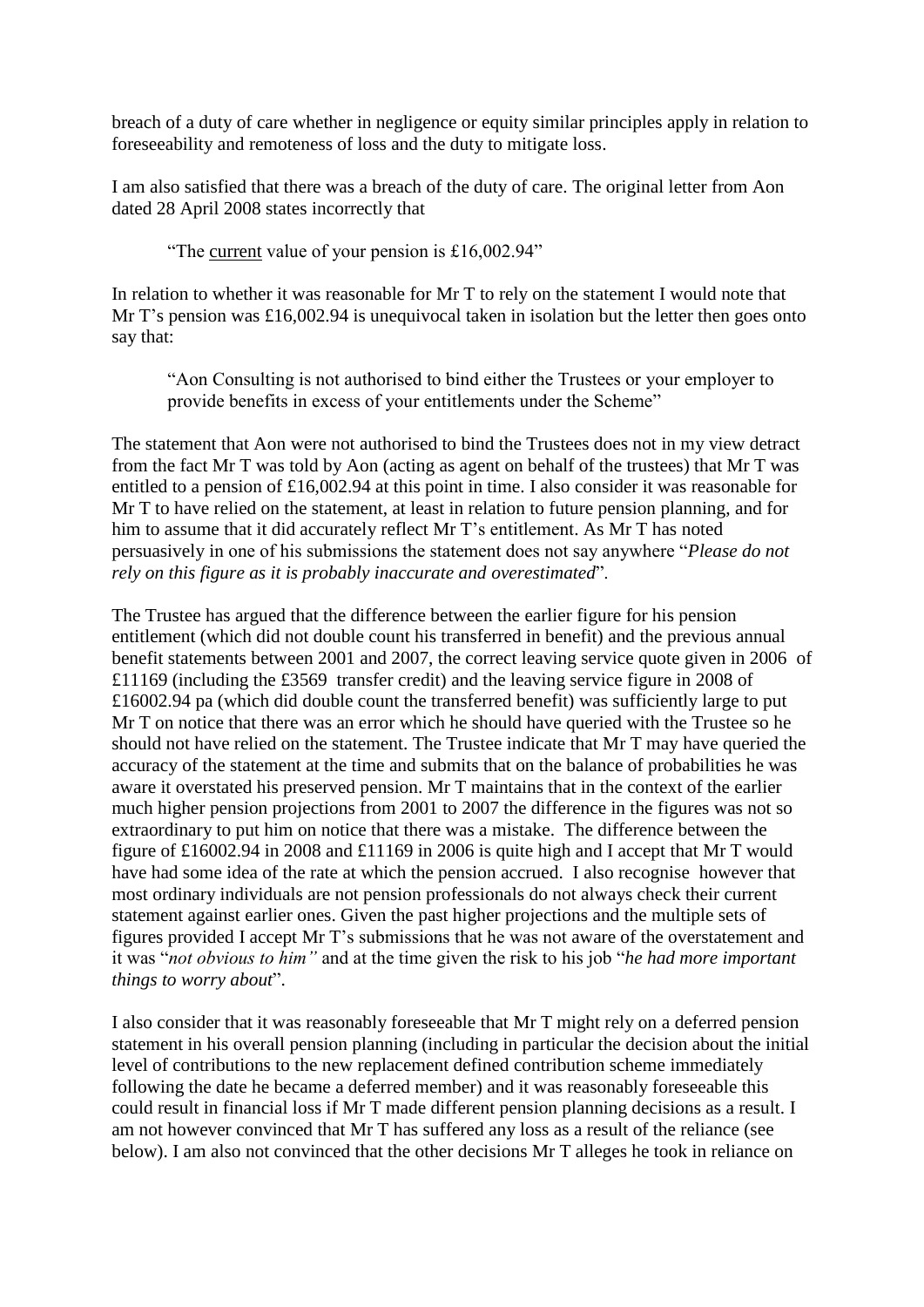breach of a duty of care whether in negligence or equity similar principles apply in relation to foreseeability and remoteness of loss and the duty to mitigate loss.

I am also satisfied that there was a breach of the duty of care. The original letter from Aon dated 28 April 2008 states incorrectly that

> "The <u>current</u> value of your pension is £16,002.94"

In relation to whether it was reasonable for Mr T to rely on the statement I would note that Mr T's pension was £16,002.94 is unequivocal taken in isolation but the letter then goes onto say that:

> "Aon Consulting is not authorised to bind either the Trustees or your employer to provide benefits in excess of your entitlements under the Scheme"

The statement that Aon were not authorised to bind the Trustees does not in my view detract from the fact Mr T was told by Aon (acting as agent on behalf of the trustees) that Mr T was entitled to a pension of £16,002.94 at this point in time. I also consider it was reasonable for Mr T to have relied on the statement, at least in relation to future pension planning, and for him to assume that it did accurately reflect Mr T's entitlement. As Mr T has noted persuasively in one of his submissions the statement does not say anywhere "*Please do not rely on this figure as it is probably inaccurate and overestimated*".

The Trustee has argued that the difference between the earlier figure for his pension entitlement (which did not double count his transferred in benefit) and the previous annual benefit statements between 2001 and 2007, the correct leaving service quote given in 2006 of £11169 (including the £3569 transfer credit) and the leaving service figure in 2008 of £16002.94 pa (which did double count the transferred benefit) was sufficiently large to put Mr T on notice that there was an error which he should have queried with the Trustee so he should not have relied on the statement. The Trustee indicate that Mr T may have queried the accuracy of the statement at the time and submits that on the balance of probabilities he was aware it overstated his preserved pension. Mr T maintains that in the context of the earlier much higher pension projections from 2001 to 2007 the difference in the figures was not so extraordinary to put him on notice that there was a mistake. The difference between the figure of £16002.94 in 2008 and £11169 in 2006 is quite high and I accept that Mr T would have had some idea of the rate at which the pension accrued. I also recognise however that most ordinary individuals are not pension professionals do not always check their current statement against earlier ones. Given the past higher projections and the multiple sets of figures provided I accept Mr T's submissions that he was not aware of the overstatement and it was "*not obvious to him"* and at the time given the risk to his job "*he had more important things to worry about*".

I also consider that it was reasonably foreseeable that Mr T might rely on a deferred pension statement in his overall pension planning (including in particular the decision about the initial level of contributions to the new replacement defined contribution scheme immediately following the date he became a deferred member) and it was reasonably foreseeable this could result in financial loss if Mr T made different pension planning decisions as a result. I am not however convinced that Mr T has suffered any loss as a result of the reliance (see below). I am also not convinced that the other decisions Mr T alleges he took in reliance on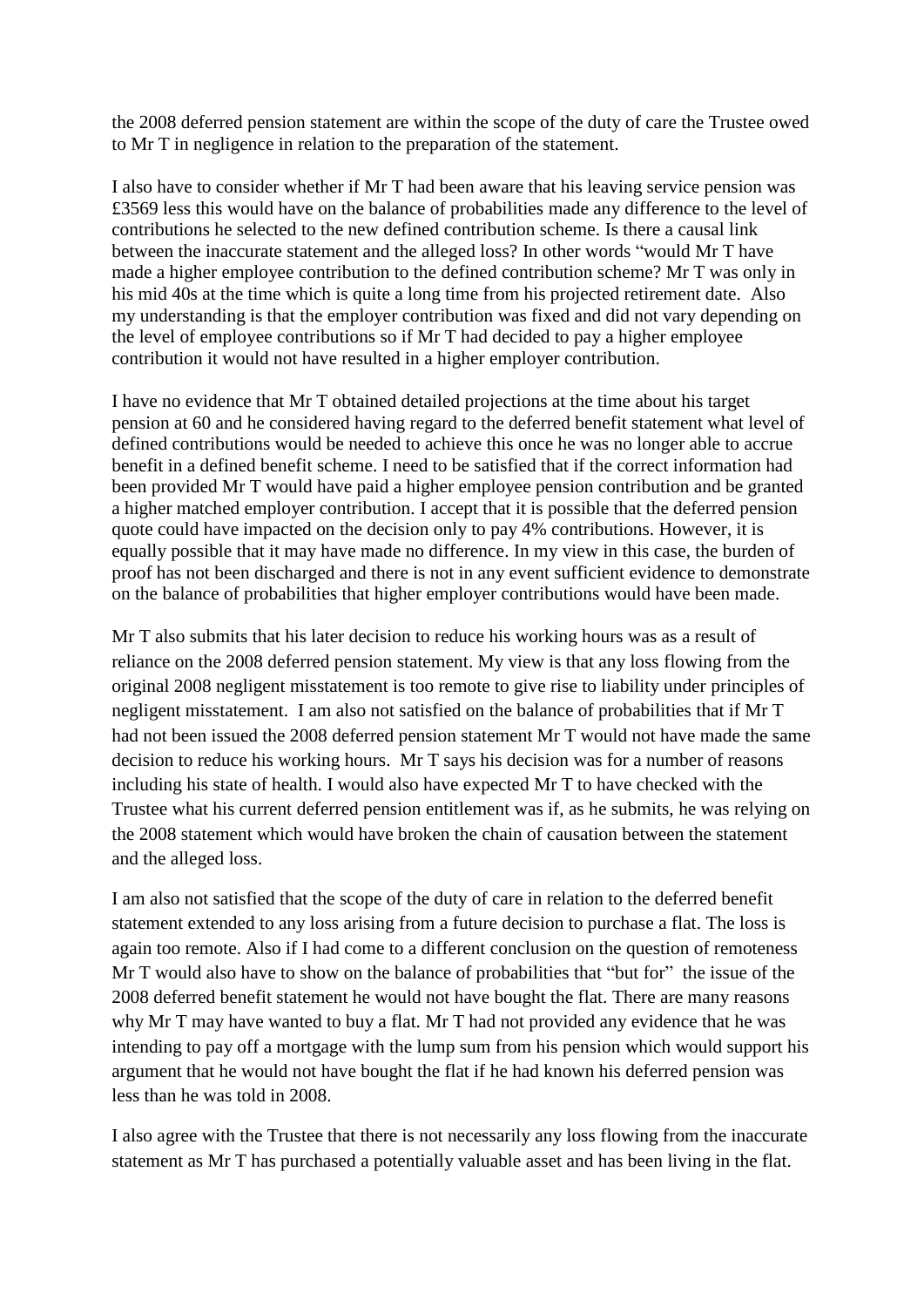the 2008 deferred pension statement are within the scope of the duty of care the Trustee owed to Mr T in negligence in relation to the preparation of the statement.

I also have to consider whether if Mr T had been aware that his leaving service pension was £3569 less this would have on the balance of probabilities made any difference to the level of contributions he selected to the new defined contribution scheme. Is there a causal link between the inaccurate statement and the alleged loss? In other words "would Mr T have made a higher employee contribution to the defined contribution scheme? Mr T was only in his mid 40s at the time which is quite a long time from his projected retirement date. Also my understanding is that the employer contribution was fixed and did not vary depending on the level of employee contributions so if Mr T had decided to pay a higher employee contribution it would not have resulted in a higher employer contribution.

I have no evidence that Mr T obtained detailed projections at the time about his target pension at 60 and he considered having regard to the deferred benefit statement what level of defined contributions would be needed to achieve this once he was no longer able to accrue benefit in a defined benefit scheme. I need to be satisfied that if the correct information had been provided Mr T would have paid a higher employee pension contribution and be granted a higher matched employer contribution. I accept that it is possible that the deferred pension quote could have impacted on the decision only to pay 4% contributions. However, it is equally possible that it may have made no difference. In my view in this case, the burden of proof has not been discharged and there is not in any event sufficient evidence to demonstrate on the balance of probabilities that higher employer contributions would have been made.

Mr T also submits that his later decision to reduce his working hours was as a result of reliance on the 2008 deferred pension statement. My view is that any loss flowing from the original 2008 negligent misstatement is too remote to give rise to liability under principles of negligent misstatement. I am also not satisfied on the balance of probabilities that if Mr T had not been issued the 2008 deferred pension statement Mr T would not have made the same decision to reduce his working hours. Mr T says his decision was for a number of reasons including his state of health. I would also have expected Mr T to have checked with the Trustee what his current deferred pension entitlement was if, as he submits, he was relying on the 2008 statement which would have broken the chain of causation between the statement and the alleged loss.

I am also not satisfied that the scope of the duty of care in relation to the deferred benefit statement extended to any loss arising from a future decision to purchase a flat. The loss is again too remote. Also if I had come to a different conclusion on the question of remoteness Mr T would also have to show on the balance of probabilities that "but for" the issue of the 2008 deferred benefit statement he would not have bought the flat. There are many reasons why Mr T may have wanted to buy a flat. Mr T had not provided any evidence that he was intending to pay off a mortgage with the lump sum from his pension which would support his argument that he would not have bought the flat if he had known his deferred pension was less than he was told in 2008.

I also agree with the Trustee that there is not necessarily any loss flowing from the inaccurate statement as Mr T has purchased a potentially valuable asset and has been living in the flat.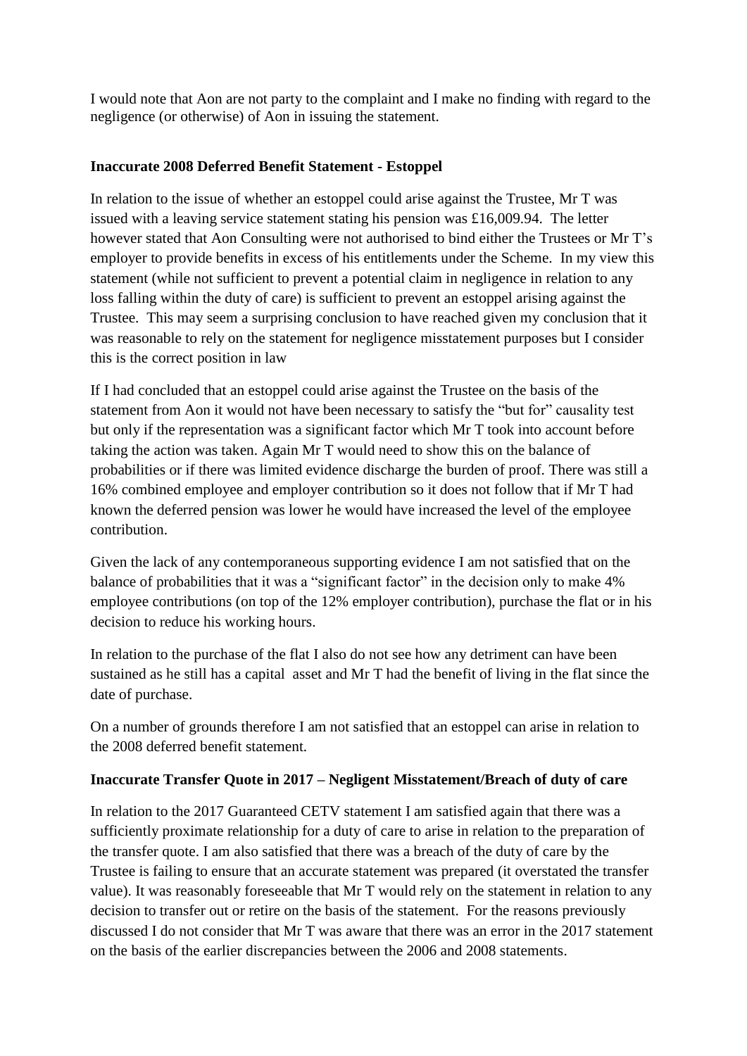I would note that Aon are not party to the complaint and I make no finding with regard to the negligence (or otherwise) of Aon in issuing the statement.

**Inaccurate 2008 Deferred Benefit Statement - Estoppel**

In relation to the issue of whether an estoppel could arise against the Trustee, Mr T was issued with a leaving service statement stating his pension was £16,009.94. The letter however stated that Aon Consulting were not authorised to bind either the Trustees or Mr T's employer to provide benefits in excess of his entitlements under the Scheme. In my view this statement (while not sufficient to prevent a potential claim in negligence in relation to any loss falling within the duty of care) is sufficient to prevent an estoppel arising against the Trustee. This may seem a surprising conclusion to have reached given my conclusion that it was reasonable to rely on the statement for negligence misstatement purposes but I consider this is the correct position in law

If I had concluded that an estoppel could arise against the Trustee on the basis of the statement from Aon it would not have been necessary to satisfy the "but for" causality test but only if the representation was a significant factor which Mr T took into account before taking the action was taken. Again Mr T would need to show this on the balance of probabilities or if there was limited evidence discharge the burden of proof. There was still a 16% combined employee and employer contribution so it does not follow that if Mr T had known the deferred pension was lower he would have increased the level of the employee contribution.

Given the lack of any contemporaneous supporting evidence I am not satisfied that on the balance of probabilities that it was a "significant factor" in the decision only to make 4% employee contributions (on top of the 12% employer contribution), purchase the flat or in his decision to reduce his working hours.

In relation to the purchase of the flat I also do not see how any detriment can have been sustained as he still has a capital asset and Mr T had the benefit of living in the flat since the date of purchase.

On a number of grounds therefore I am not satisfied that an estoppel can arise in relation to the 2008 deferred benefit statement.

**Inaccurate Transfer Quote in 2017 – Negligent Misstatement/Breach of duty of care**

In relation to the 2017 Guaranteed CETV statement I am satisfied again that there was a sufficiently proximate relationship for a duty of care to arise in relation to the preparation of the transfer quote. I am also satisfied that there was a breach of the duty of care by the Trustee is failing to ensure that an accurate statement was prepared (it overstated the transfer value). It was reasonably foreseeable that Mr T would rely on the statement in relation to any decision to transfer out or retire on the basis of the statement. For the reasons previously discussed I do not consider that Mr T was aware that there was an error in the 2017 statement on the basis of the earlier discrepancies between the 2006 and 2008 statements.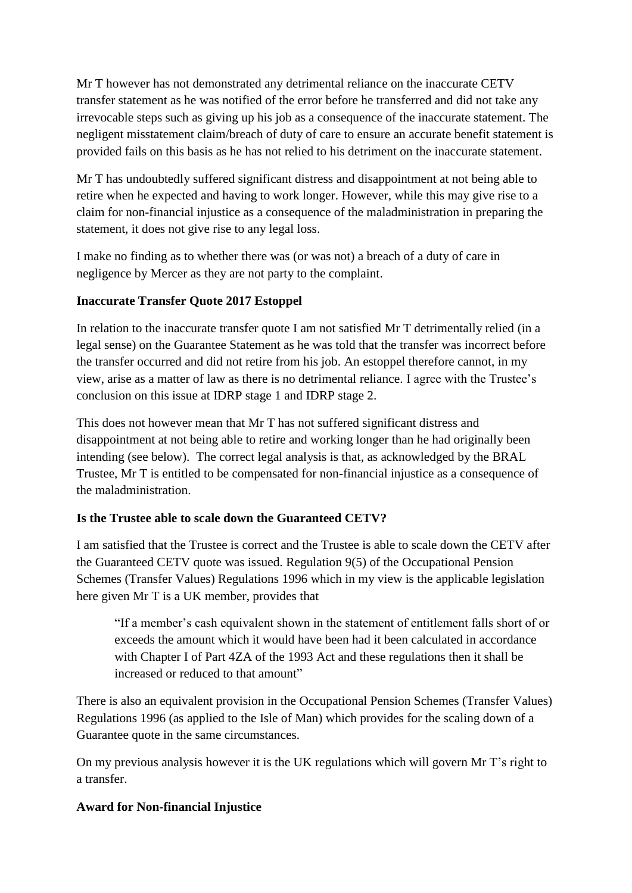Mr T however has not demonstrated any detrimental reliance on the inaccurate CETV transfer statement as he was notified of the error before he transferred and did not take any irrevocable steps such as giving up his job as a consequence of the inaccurate statement. The negligent misstatement claim/breach of duty of care to ensure an accurate benefit statement is provided fails on this basis as he has not relied to his detriment on the inaccurate statement.

Mr T has undoubtedly suffered significant distress and disappointment at not being able to retire when he expected and having to work longer. However, while this may give rise to a claim for non-financial injustice as a consequence of the maladministration in preparing the statement, it does not give rise to any legal loss.

I make no finding as to whether there was (or was not) a breach of a duty of care in negligence by Mercer as they are not party to the complaint.

**Inaccurate Transfer Quote 2017 Estoppel**

In relation to the inaccurate transfer quote I am not satisfied Mr T detrimentally relied (in a legal sense) on the Guarantee Statement as he was told that the transfer was incorrect before the transfer occurred and did not retire from his job. An estoppel therefore cannot, in my view, arise as a matter of law as there is no detrimental reliance. I agree with the Trustee's conclusion on this issue at IDRP stage 1 and IDRP stage 2.

This does not however mean that Mr T has not suffered significant distress and disappointment at not being able to retire and working longer than he had originally been intending (see below). The correct legal analysis is that, as acknowledged by the BRAL Trustee, Mr T is entitled to be compensated for non-financial injustice as a consequence of the maladministration.

**Is the Trustee able to scale down the Guaranteed CETV?**

I am satisfied that the Trustee is correct and the Trustee is able to scale down the CETV after the Guaranteed CETV quote was issued. Regulation 9(5) of the Occupational Pension Schemes (Transfer Values) Regulations 1996 which in my view is the applicable legislation here given Mr T is a UK member, provides that

> "If a member's cash equivalent shown in the statement of entitlement falls short of or exceeds the amount which it would have been had it been calculated in accordance with Chapter I of Part 4ZA of the 1993 Act and these regulations then it shall be increased or reduced to that amount"

There is also an equivalent provision in the Occupational Pension Schemes (Transfer Values) Regulations 1996 (as applied to the Isle of Man) which provides for the scaling down of a Guarantee quote in the same circumstances.

On my previous analysis however it is the UK regulations which will govern Mr T's right to a transfer.

**Award for Non-financial Injustice**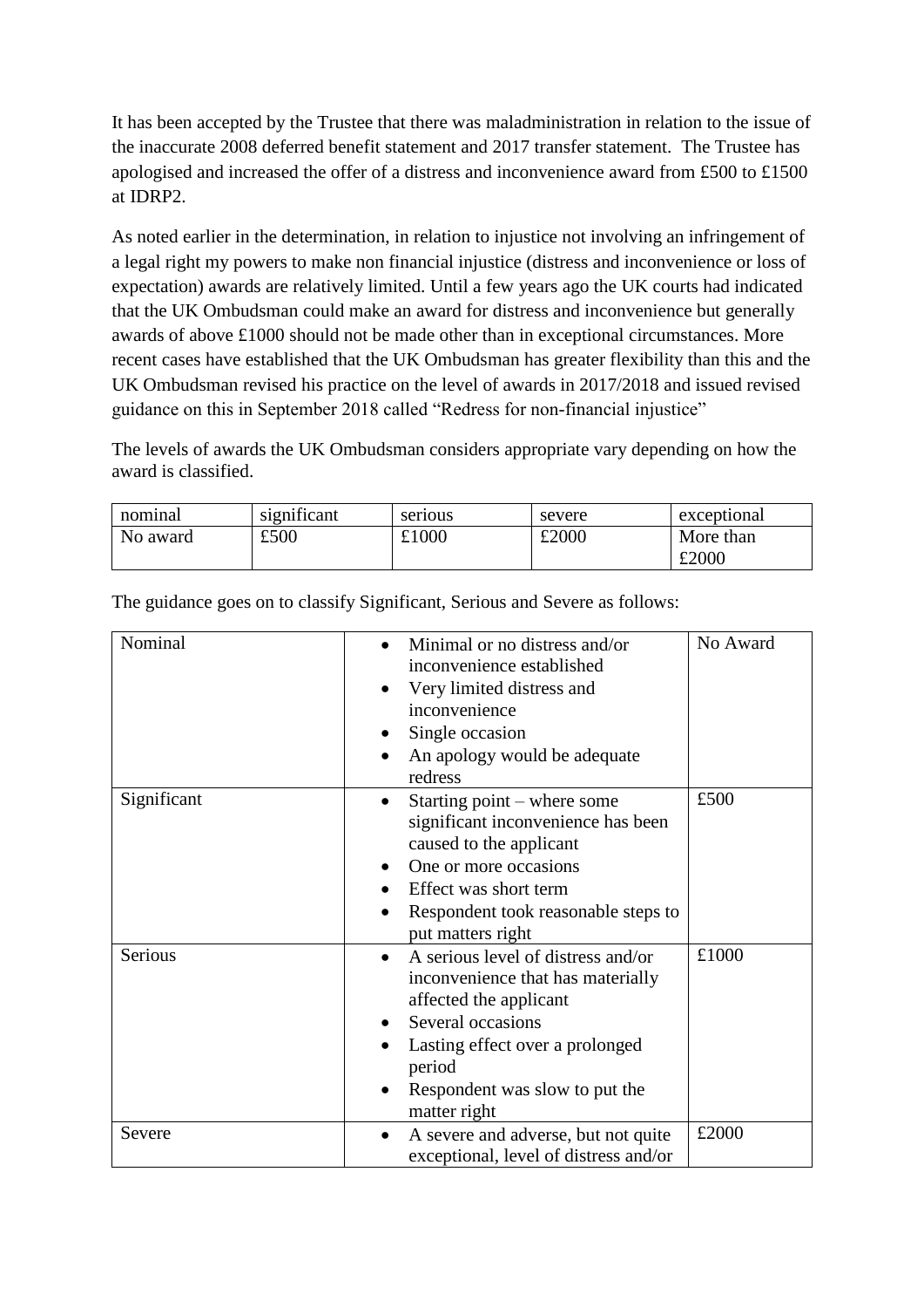It has been accepted by the Trustee that there was maladministration in relation to the issue of the inaccurate 2008 deferred benefit statement and 2017 transfer statement. The Trustee has apologised and increased the offer of a distress and inconvenience award from £500 to £1500 at IDRP2.

As noted earlier in the determination, in relation to injustice not involving an infringement of a legal right my powers to make non financial injustice (distress and inconvenience or loss of expectation) awards are relatively limited. Until a few years ago the UK courts had indicated that the UK Ombudsman could make an award for distress and inconvenience but generally awards of above £1000 should not be made other than in exceptional circumstances. More recent cases have established that the UK Ombudsman has greater flexibility than this and the UK Ombudsman revised his practice on the level of awards in 2017/2018 and issued revised guidance on this in September 2018 called "Redress for non-financial injustice"

The levels of awards the UK Ombudsman considers appropriate vary depending on how the award is classified.

| nominal | significant | serious | severe | exceptional |
|---|---|---|---|---|
| No award | £500 | £1000 | £2000 | More than £2000 |

The guidance goes on to classify Significant, Serious and Severe as follows:

| | | |
|---|---|---|
| Nominal | • Minimal or no distress and/or inconvenience established<br>• Very limited distress and inconvenience<br>• Single occasion<br>• An apology would be adequate redress | No Award |
| Significant | • Starting point – where some significant inconvenience has been caused to the applicant<br>• One or more occasions<br>• Effect was short term<br>• Respondent took reasonable steps to put matters right | £500 |
| Serious | • A serious level of distress and/or inconvenience that has materially affected the applicant<br>• Several occasions<br>• Lasting effect over a prolonged period<br>• Respondent was slow to put the matter right | £1000 |
| Severe | • A severe and adverse, but not quite exceptional, level of distress and/or | £2000 |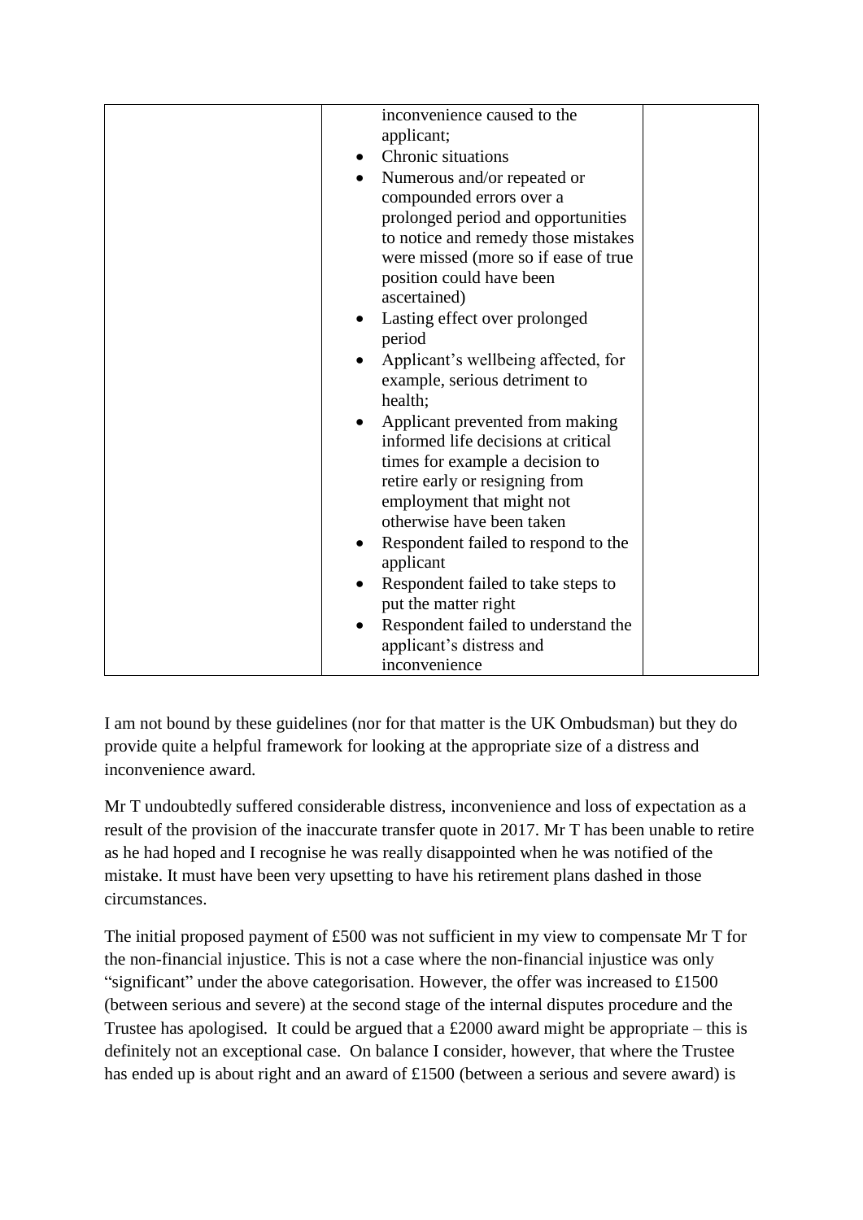| | inconvenience caused to the applicant;<br>• Chronic situations<br>• Numerous and/or repeated or compounded errors over a prolonged period and opportunities to notice and remedy those mistakes were missed (more so if ease of true position could have been ascertained)<br>• Lasting effect over prolonged period<br>• Applicant's wellbeing affected, for example, serious detriment to health;<br>• Applicant prevented from making informed life decisions at critical times for example a decision to retire early or resigning from employment that might not otherwise have been taken<br>• Respondent failed to respond to the applicant<br>• Respondent failed to take steps to put the matter right<br>• Respondent failed to understand the applicant's distress and inconvenience | |
|---|---|---|

I am not bound by these guidelines (nor for that matter is the UK Ombudsman) but they do provide quite a helpful framework for looking at the appropriate size of a distress and inconvenience award.

Mr T undoubtedly suffered considerable distress, inconvenience and loss of expectation as a result of the provision of the inaccurate transfer quote in 2017. Mr T has been unable to retire as he had hoped and I recognise he was really disappointed when he was notified of the mistake. It must have been very upsetting to have his retirement plans dashed in those circumstances.

The initial proposed payment of £500 was not sufficient in my view to compensate Mr T for the non-financial injustice. This is not a case where the non-financial injustice was only "significant" under the above categorisation. However, the offer was increased to £1500 (between serious and severe) at the second stage of the internal disputes procedure and the Trustee has apologised. It could be argued that a £2000 award might be appropriate – this is definitely not an exceptional case. On balance I consider, however, that where the Trustee has ended up is about right and an award of £1500 (between a serious and severe award) is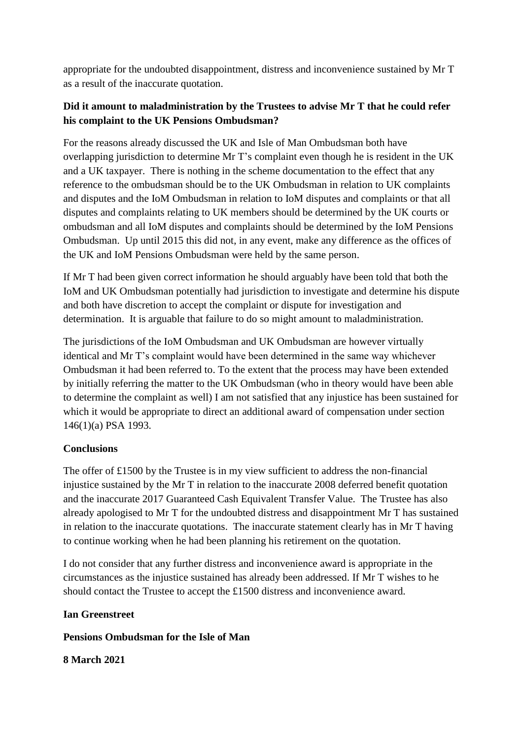appropriate for the undoubted disappointment, distress and inconvenience sustained by Mr T as a result of the inaccurate quotation.

**Did it amount to maladministration by the Trustees to advise Mr T that he could refer his complaint to the UK Pensions Ombudsman?**

For the reasons already discussed the UK and Isle of Man Ombudsman both have overlapping jurisdiction to determine Mr T's complaint even though he is resident in the UK and a UK taxpayer. There is nothing in the scheme documentation to the effect that any reference to the ombudsman should be to the UK Ombudsman in relation to UK complaints and disputes and the IoM Ombudsman in relation to IoM disputes and complaints or that all disputes and complaints relating to UK members should be determined by the UK courts or ombudsman and all IoM disputes and complaints should be determined by the IoM Pensions Ombudsman. Up until 2015 this did not, in any event, make any difference as the offices of the UK and IoM Pensions Ombudsman were held by the same person.

If Mr T had been given correct information he should arguably have been told that both the IoM and UK Ombudsman potentially had jurisdiction to investigate and determine his dispute and both have discretion to accept the complaint or dispute for investigation and determination. It is arguable that failure to do so might amount to maladministration.

The jurisdictions of the IoM Ombudsman and UK Ombudsman are however virtually identical and Mr T's complaint would have been determined in the same way whichever Ombudsman it had been referred to. To the extent that the process may have been extended by initially referring the matter to the UK Ombudsman (who in theory would have been able to determine the complaint as well) I am not satisfied that any injustice has been sustained for which it would be appropriate to direct an additional award of compensation under section 146(1)(a) PSA 1993.

**Conclusions**

The offer of £1500 by the Trustee is in my view sufficient to address the non-financial injustice sustained by the Mr T in relation to the inaccurate 2008 deferred benefit quotation and the inaccurate 2017 Guaranteed Cash Equivalent Transfer Value. The Trustee has also already apologised to Mr T for the undoubted distress and disappointment Mr T has sustained in relation to the inaccurate quotations. The inaccurate statement clearly has in Mr T having to continue working when he had been planning his retirement on the quotation.

I do not consider that any further distress and inconvenience award is appropriate in the circumstances as the injustice sustained has already been addressed. If Mr T wishes to he should contact the Trustee to accept the £1500 distress and inconvenience award.

**Ian Greenstreet**

**Pensions Ombudsman for the Isle of Man**

**8 March 2021**